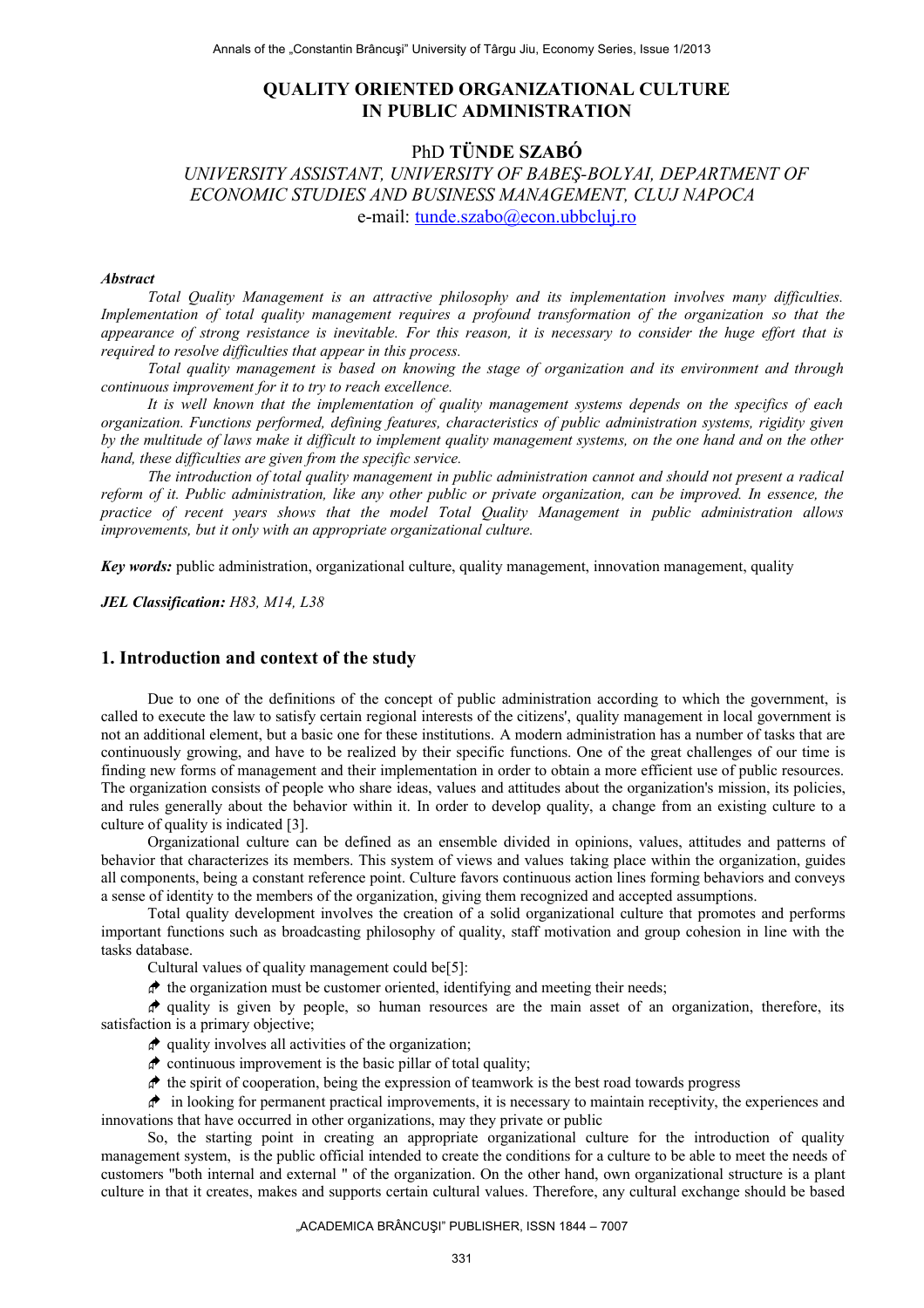# QUALITY ORIENTED ORGANIZATIONAL CULTURE IN PUBLIC ADMINISTRATION

PhD **TÜNDE SZABÓ**

*UNIVERSITY ASSISTANT, UNIVERSITY OF BABEŞ-BOLYAI, DEPARTMENT OF ECONOMIC STUDIES AND BUSINESS MANAGEMENT, CLUJ NAPOCA*

e-mail: tunde.szabo@econ.ubbcluj.ro

***Abstract***

*Total Quality Management is an attractive philosophy and its implementation involves many difficulties. Implementation of total quality management requires a profound transformation of the organization so that the appearance of strong resistance is inevitable. For this reason, it is necessary to consider the huge effort that is required to resolve difficulties that appear in this process.*

*Total quality management is based on knowing the stage of organization and its environment and through continuous improvement for it to try to reach excellence.*

*It is well known that the implementation of quality management systems depends on the specifics of each organization. Functions performed, defining features, characteristics of public administration systems, rigidity given by the multitude of laws make it difficult to implement quality management systems, on the one hand and on the other hand, these difficulties are given from the specific service.*

*The introduction of total quality management in public administration cannot and should not present a radical reform of it. Public administration, like any other public or private organization, can be improved. In essence, the practice of recent years shows that the model Total Quality Management in public administration allows improvements, but it only with an appropriate organizational culture.*

***Key words:*** public administration, organizational culture, quality management, innovation management, quality

***JEL Classification:*** *H83, M14, L38*

## 1. Introduction and context of the study

Due to one of the definitions of the concept of public administration according to which the government, is called to execute the law to satisfy certain regional interests of the citizens', quality management in local government is not an additional element, but a basic one for these institutions. A modern administration has a number of tasks that are continuously growing, and have to be realized by their specific functions. One of the great challenges of our time is finding new forms of management and their implementation in order to obtain a more efficient use of public resources. The organization consists of people who share ideas, values and attitudes about the organization's mission, its policies, and rules generally about the behavior within it. In order to develop quality, a change from an existing culture to a culture of quality is indicated [3].

Organizational culture can be defined as an ensemble divided in opinions, values, attitudes and patterns of behavior that characterizes its members. This system of views and values taking place within the organization, guides all components, being a constant reference point. Culture favors continuous action lines forming behaviors and conveys a sense of identity to the members of the organization, giving them recognized and accepted assumptions.

Total quality development involves the creation of a solid organizational culture that promotes and performs important functions such as broadcasting philosophy of quality, staff motivation and group cohesion in line with the tasks database.

Cultural values of quality management could be[5]:

- the organization must be customer oriented, identifying and meeting their needs;
- quality is given by people, so human resources are the main asset of an organization, therefore, its satisfaction is a primary objective;
- quality involves all activities of the organization;
- continuous improvement is the basic pillar of total quality;
- the spirit of cooperation, being the expression of teamwork is the best road towards progress
- in looking for permanent practical improvements, it is necessary to maintain receptivity, the experiences and innovations that have occurred in other organizations, may they private or public

So, the starting point in creating an appropriate organizational culture for the introduction of quality management system, is the public official intended to create the conditions for a culture to be able to meet the needs of customers "both internal and external " of the organization. On the other hand, own organizational structure is a plant culture in that it creates, makes and supports certain cultural values. Therefore, any cultural exchange should be based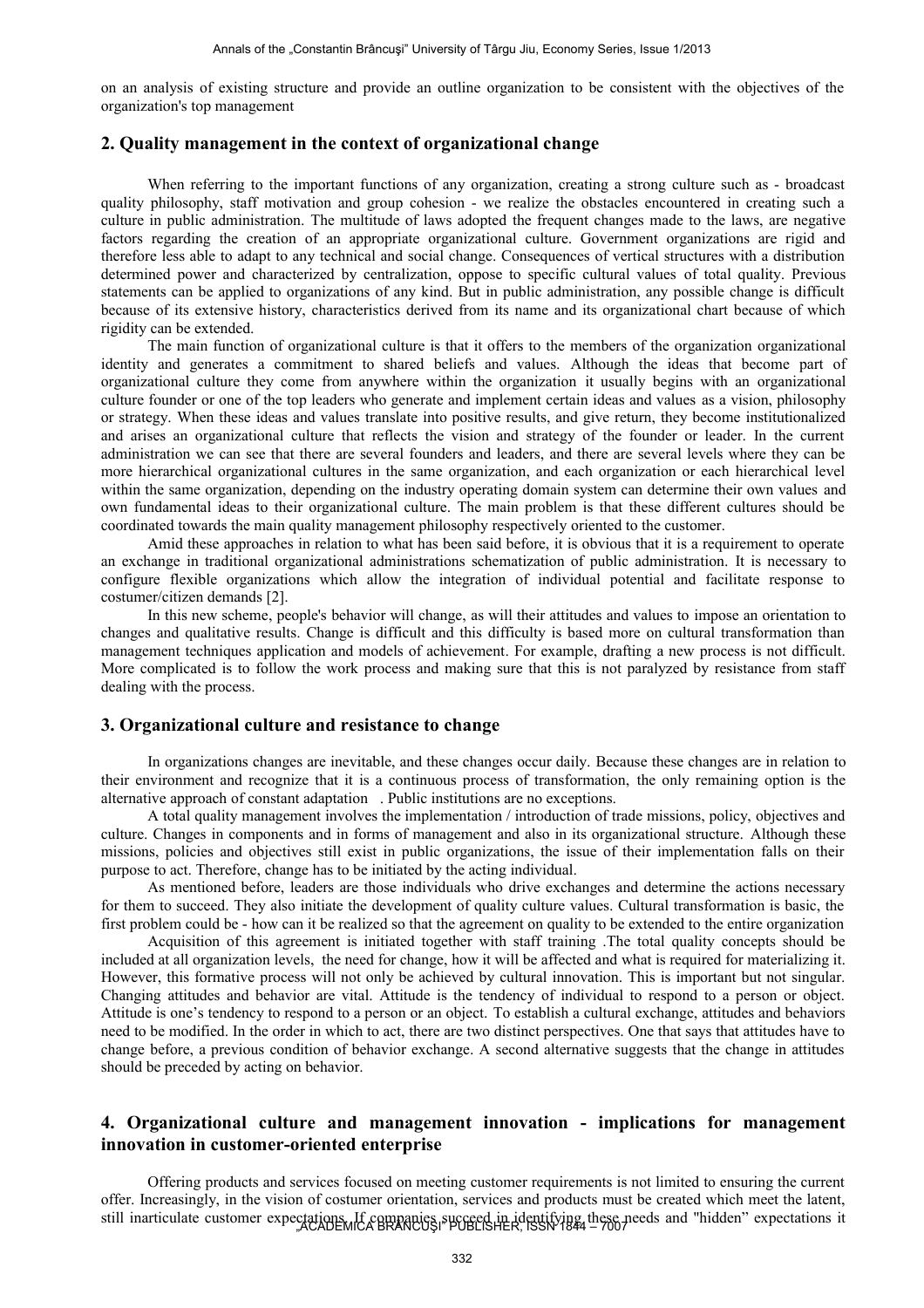on an analysis of existing structure and provide an outline organization to be consistent with the objectives of the organization's top management

## 2. Quality management in the context of organizational change

When referring to the important functions of any organization, creating a strong culture such as - broadcast quality philosophy, staff motivation and group cohesion - we realize the obstacles encountered in creating such a culture in public administration. The multitude of laws adopted the frequent changes made to the laws, are negative factors regarding the creation of an appropriate organizational culture. Government organizations are rigid and therefore less able to adapt to any technical and social change. Consequences of vertical structures with a distribution determined power and characterized by centralization, oppose to specific cultural values of total quality. Previous statements can be applied to organizations of any kind. But in public administration, any possible change is difficult because of its extensive history, characteristics derived from its name and its organizational chart because of which rigidity can be extended.

The main function of organizational culture is that it offers to the members of the organization organizational identity and generates a commitment to shared beliefs and values. Although the ideas that become part of organizational culture they come from anywhere within the organization it usually begins with an organizational culture founder or one of the top leaders who generate and implement certain ideas and values as a vision, philosophy or strategy. When these ideas and values translate into positive results, and give return, they become institutionalized and arises an organizational culture that reflects the vision and strategy of the founder or leader. In the current administration we can see that there are several founders and leaders, and there are several levels where they can be more hierarchical organizational cultures in the same organization, and each organization or each hierarchical level within the same organization, depending on the industry operating domain system can determine their own values and own fundamental ideas to their organizational culture. The main problem is that these different cultures should be coordinated towards the main quality management philosophy respectively oriented to the customer.

Amid these approaches in relation to what has been said before, it is obvious that it is a requirement to operate an exchange in traditional organizational administrations schematization of public administration. It is necessary to configure flexible organizations which allow the integration of individual potential and facilitate response to costumer/citizen demands [2].

In this new scheme, people's behavior will change, as will their attitudes and values to impose an orientation to changes and qualitative results. Change is difficult and this difficulty is based more on cultural transformation than management techniques application and models of achievement. For example, drafting a new process is not difficult. More complicated is to follow the work process and making sure that this is not paralyzed by resistance from staff dealing with the process.

## 3. Organizational culture and resistance to change

In organizations changes are inevitable, and these changes occur daily. Because these changes are in relation to their environment and recognize that it is a continuous process of transformation, the only remaining option is the alternative approach of constant adaptation . Public institutions are no exceptions.

A total quality management involves the implementation / introduction of trade missions, policy, objectives and culture. Changes in components and in forms of management and also in its organizational structure. Although these missions, policies and objectives still exist in public organizations, the issue of their implementation falls on their purpose to act. Therefore, change has to be initiated by the acting individual.

As mentioned before, leaders are those individuals who drive exchanges and determine the actions necessary for them to succeed. They also initiate the development of quality culture values. Cultural transformation is basic, the first problem could be - how can it be realized so that the agreement on quality to be extended to the entire organization

Acquisition of this agreement is initiated together with staff training .The total quality concepts should be included at all organization levels, the need for change, how it will be affected and what is required for materializing it. However, this formative process will not only be achieved by cultural innovation. This is important but not singular. Changing attitudes and behavior are vital. Attitude is the tendency of individual to respond to a person or object. Attitude is one's tendency to respond to a person or an object. To establish a cultural exchange, attitudes and behaviors need to be modified. In the order in which to act, there are two distinct perspectives. One that says that attitudes have to change before, a previous condition of behavior exchange. A second alternative suggests that the change in attitudes should be preceded by acting on behavior.

## 4. Organizational culture and management innovation - implications for management innovation in customer-oriented enterprise

Offering products and services focused on meeting customer requirements is not limited to ensuring the current offer. Increasingly, in the vision of costumer orientation, services and products must be created which meet the latent, still inarticulate customer expectations. If companies succeed in identifying these needs and "hidden" expectations it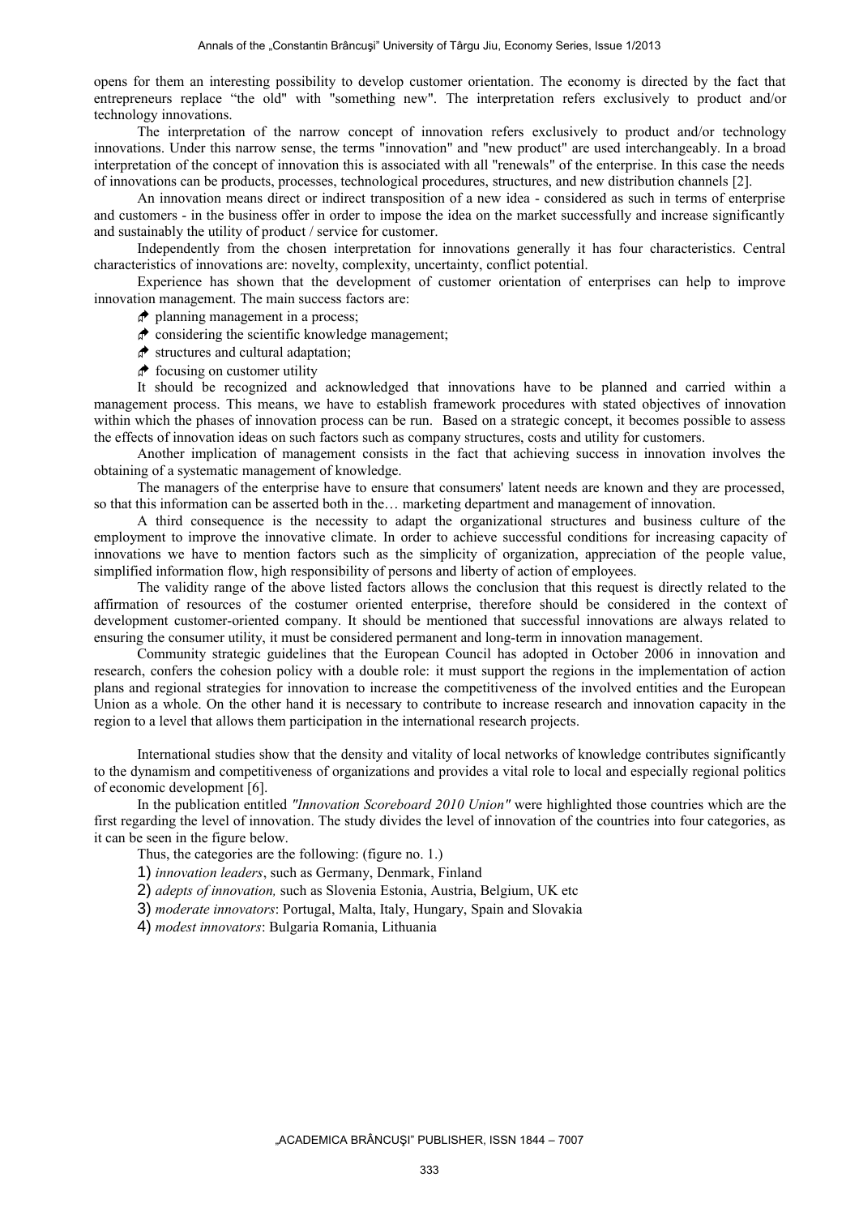opens for them an interesting possibility to develop customer orientation. The economy is directed by the fact that entrepreneurs replace "the old" with "something new". The interpretation refers exclusively to product and/or technology innovations.

The interpretation of the narrow concept of innovation refers exclusively to product and/or technology innovations. Under this narrow sense, the terms "innovation" and "new product" are used interchangeably. In a broad interpretation of the concept of innovation this is associated with all "renewals" of the enterprise. In this case the needs of innovations can be products, processes, technological procedures, structures, and new distribution channels [2].

An innovation means direct or indirect transposition of a new idea - considered as such in terms of enterprise and customers - in the business offer in order to impose the idea on the market successfully and increase significantly and sustainably the utility of product / service for customer.

Independently from the chosen interpretation for innovations generally it has four characteristics. Central characteristics of innovations are: novelty, complexity, uncertainty, conflict potential.

Experience has shown that the development of customer orientation of enterprises can help to improve innovation management. The main success factors are:

- planning management in a process;
- considering the scientific knowledge management;
- structures and cultural adaptation;
- focusing on customer utility

It should be recognized and acknowledged that innovations have to be planned and carried within a management process. This means, we have to establish framework procedures with stated objectives of innovation within which the phases of innovation process can be run. Based on a strategic concept, it becomes possible to assess the effects of innovation ideas on such factors such as company structures, costs and utility for customers.

Another implication of management consists in the fact that achieving success in innovation involves the obtaining of a systematic management of knowledge.

The managers of the enterprise have to ensure that consumers' latent needs are known and they are processed, so that this information can be asserted both in the… marketing department and management of innovation.

A third consequence is the necessity to adapt the organizational structures and business culture of the employment to improve the innovative climate. In order to achieve successful conditions for increasing capacity of innovations we have to mention factors such as the simplicity of organization, appreciation of the people value, simplified information flow, high responsibility of persons and liberty of action of employees.

The validity range of the above listed factors allows the conclusion that this request is directly related to the affirmation of resources of the costumer oriented enterprise, therefore should be considered in the context of development customer-oriented company. It should be mentioned that successful innovations are always related to ensuring the consumer utility, it must be considered permanent and long-term in innovation management.

Community strategic guidelines that the European Council has adopted in October 2006 in innovation and research, confers the cohesion policy with a double role: it must support the regions in the implementation of action plans and regional strategies for innovation to increase the competitiveness of the involved entities and the European Union as a whole. On the other hand it is necessary to contribute to increase research and innovation capacity in the region to a level that allows them participation in the international research projects.

International studies show that the density and vitality of local networks of knowledge contributes significantly to the dynamism and competitiveness of organizations and provides a vital role to local and especially regional politics of economic development [6].

In the publication entitled *"Innovation Scoreboard 2010 Union"* were highlighted those countries which are the first regarding the level of innovation. The study divides the level of innovation of the countries into four categories, as it can be seen in the figure below.

Thus, the categories are the following: (figure no. 1.)

1) *innovation leaders*, such as Germany, Denmark, Finland
2) *adepts of innovation,* such as Slovenia Estonia, Austria, Belgium, UK etc
3) *moderate innovators*: Portugal, Malta, Italy, Hungary, Spain and Slovakia
4) *modest innovators*: Bulgaria Romania, Lithuania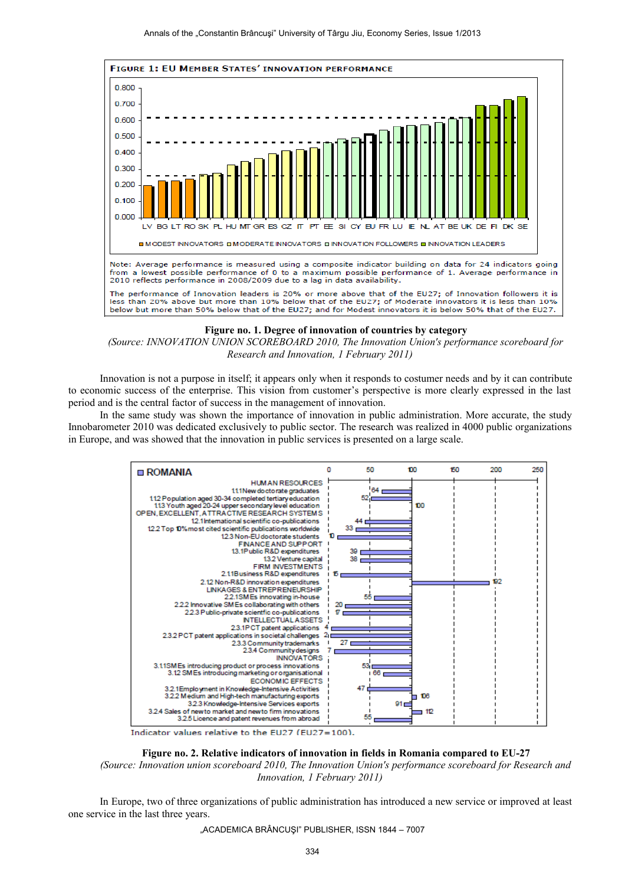**FIGURE 1: EU MEMBER STATES' INNOVATION PERFORMANCE**

Note: Average performance is measured using a composite indicator building on data for 24 indicators going from a lowest possible performance of 0 to a maximum possible performance of 1. Average performance in 2010 reflects performance in 2008/2009 due to a lag in data availability.

The performance of Innovation leaders is 20% or more above that of the EU27; of Innovation followers it is less than 20% above but more than 10% below that of the EU27; of Moderate innovators it is less than 10% below but more than 50% below that of the EU27; and for Modest innovators it is below 50% that of the EU27.

**Figure no. 1. Degree of innovation of countries by category**

*(Source: INNOVATION UNION SCOREBOARD 2010, The Innovation Union's performance scoreboard for Research and Innovation, 1 February 2011)*

Innovation is not a purpose in itself; it appears only when it responds to costumer needs and by it can contribute to economic success of the enterprise. This vision from customer's perspective is more clearly expressed in the last period and is the central factor of success in the management of innovation.

In the same study was shown the importance of innovation in public administration. More accurate, the study Innobarometer 2010 was dedicated exclusively to public sector. The research was realized in 4000 public organizations in Europe, and was showed that the innovation in public services is presented on a large scale.

**ROMANIA**

| Indicator | Value |
|---|---|
| **HUMAN RESOURCES** | |
| 1.1.1 New doctorate graduates | 64 |
| 1.1.2 Population aged 30-34 completed tertiary education | 52 |
| 1.1.3 Youth aged 20-24 upper secondary level education | 100 |
| **OPEN, EXCELLENT, ATTRACTIVE RESEARCH SYSTEMS** | |
| 1.2.1 International scientific co-publications | 44 |
| 1.2.2 Top 10% most cited scientific publications worldwide | 33 |
| 1.2.3 Non-EU doctorate students | 10 |
| **FINANCE AND SUPPORT** | |
| 1.3.1 Public R&D expenditures | 39 |
| 1.3.2 Venture capital | 38 |
| **FIRM INVESTMENTS** | |
| 2.1.1 Business R&D expenditures | 15 |
| 2.1.2 Non-R&D innovation expenditures | 192 |
| **LINKAGES & ENTREPRENEURSHIP** | |
| 2.2.1 SMEs innovating in-house | 55 |
| 2.2.2 Innovative SMEs collaborating with others | 20 |
| 2.2.3 Public-private scientific co-publications | 17 |
| **INTELLECTUAL ASSETS** | |
| 2.3.1 PCT patent applications | 4 |
| 2.3.2 PCT patent applications in societal challenges | 2 |
| 2.3.3 Community trademarks | 27 |
| 2.3.4 Community designs | 7 |
| **INNOVATORS** | |
| 3.1.1 SMEs introducing product or process innovations | 53 |
| 3.1.2 SMEs introducing marketing or organisational | 66 |
| **ECONOMIC EFFECTS** | |
| 3.2.1 Employment in Knowledge-Intensive Activities | 47 |
| 3.2.2 Medium and High-tech manufacturing exports | 106 |
| 3.2.3 Knowledge-Intensive Services exports | 91 |
| 3.2.4 Sales of new to market and new to firm innovations | 112 |
| 3.2.5 Licence and patent revenues from abroad | 55 |

Indicator values relative to the EU27 (EU27=100).

**Figure no. 2. Relative indicators of innovation in fields in Romania compared to EU-27**

*(Source: Innovation union scoreboard 2010, The Innovation Union's performance scoreboard for Research and Innovation, 1 February 2011)*

In Europe, two of three organizations of public administration has introduced a new service or improved at least one service in the last three years.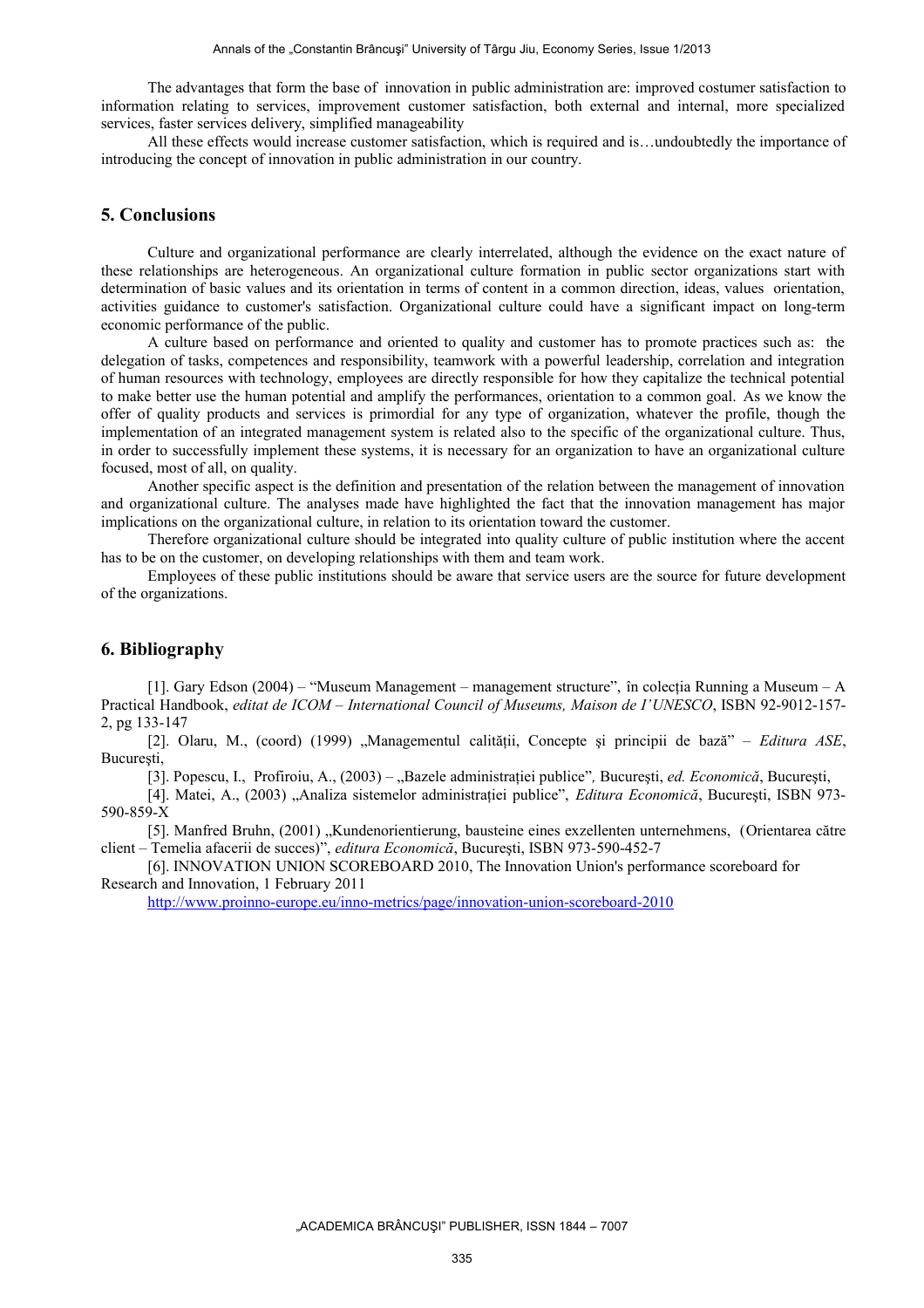The advantages that form the base of innovation in public administration are: improved costumer satisfaction to information relating to services, improvement customer satisfaction, both external and internal, more specialized services, faster services delivery, simplified manageability

All these effects would increase customer satisfaction, which is required and is…undoubtedly the importance of introducing the concept of innovation in public administration in our country.

## 5. Conclusions

Culture and organizational performance are clearly interrelated, although the evidence on the exact nature of these relationships are heterogeneous. An organizational culture formation in public sector organizations start with determination of basic values and its orientation in terms of content in a common direction, ideas, values orientation, activities guidance to customer's satisfaction. Organizational culture could have a significant impact on long-term economic performance of the public.

A culture based on performance and oriented to quality and customer has to promote practices such as: the delegation of tasks, competences and responsibility, teamwork with a powerful leadership, correlation and integration of human resources with technology, employees are directly responsible for how they capitalize the technical potential to make better use the human potential and amplify the performances, orientation to a common goal. As we know the offer of quality products and services is primordial for any type of organization, whatever the profile, though the implementation of an integrated management system is related also to the specific of the organizational culture. Thus, in order to successfully implement these systems, it is necessary for an organization to have an organizational culture focused, most of all, on quality.

Another specific aspect is the definition and presentation of the relation between the management of innovation and organizational culture. The analyses made have highlighted the fact that the innovation management has major implications on the organizational culture, in relation to its orientation toward the customer.

Therefore organizational culture should be integrated into quality culture of public institution where the accent has to be on the customer, on developing relationships with them and team work.

Employees of these public institutions should be aware that service users are the source for future development of the organizations.

## 6. Bibliography

[1]. Gary Edson (2004) – "Museum Management – management structure", în colecția Running a Museum – A Practical Handbook, *editat de ICOM – International Council of Museums, Maison de I'UNESCO*, ISBN 92-9012-157-2, pg 133-147

[2]. Olaru, M., (coord) (1999) „Managementul calității, Concepte şi principii de bază" – *Editura ASE*, București,

[3]. Popescu, I., Profiroiu, A., (2003) – „Bazele administrației publice", București, *ed. Economică*, București,

[4]. Matei, A., (2003) „Analiza sistemelor administrației publice", *Editura Economică*, București, ISBN 973-590-859-X

[5]. Manfred Bruhn, (2001) „Kundenorientierung, bausteine eines exzellenten unternehmens, (Orientarea către client – Temelia afacerii de succes)", *editura Economică*, Bucureşti, ISBN 973-590-452-7

[6]. INNOVATION UNION SCOREBOARD 2010, The Innovation Union's performance scoreboard for Research and Innovation, 1 February 2011

http://www.proinno-europe.eu/inno-metrics/page/innovation-union-scoreboard-2010